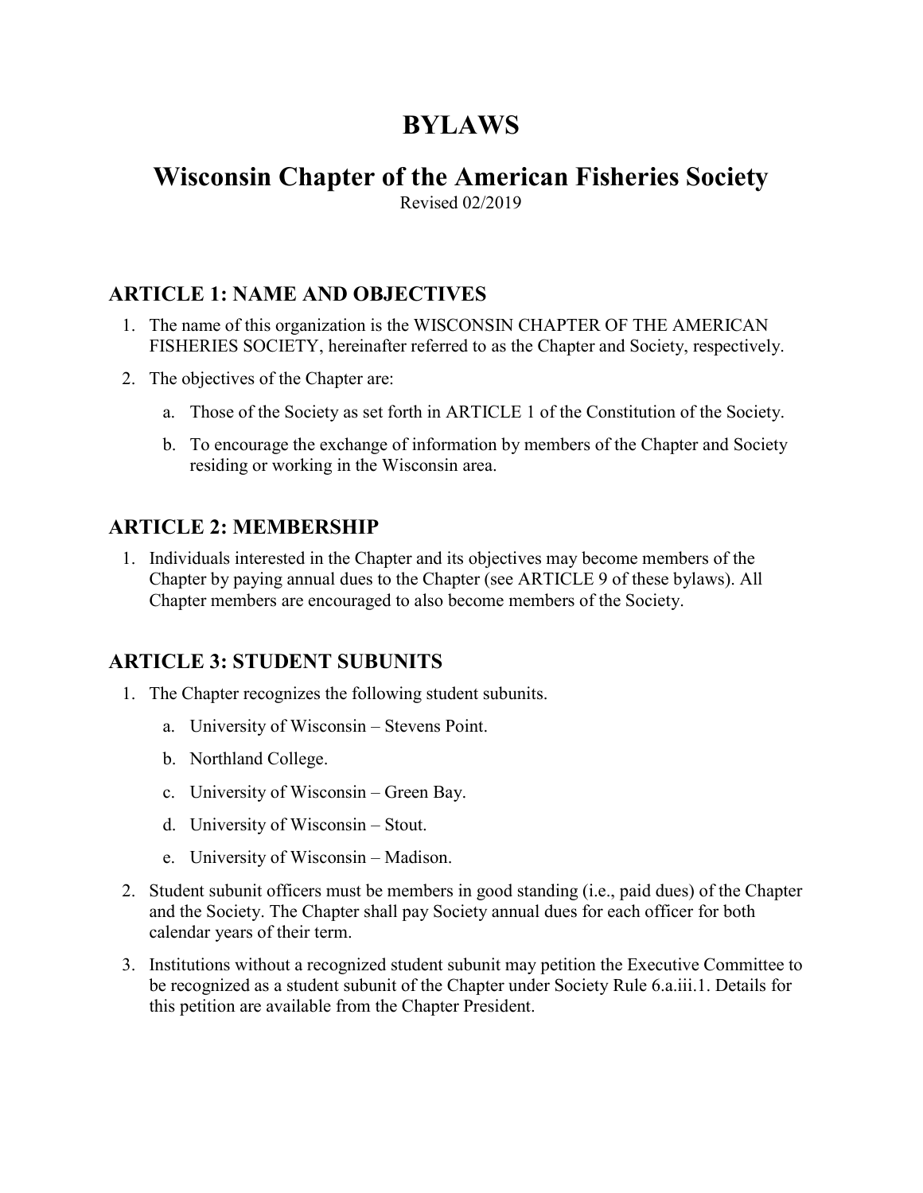# BYLAWS

## Wisconsin Chapter of the American Fisheries Society

Revised 02/2019

### ARTICLE 1: NAME AND OBJECTIVES

1. The name of this organization is the WISCONSIN CHAPTER OF THE AMERICAN FISHERIES SOCIETY, hereinafter referred to as the Chapter and Society, respectively.
2. The objectives of the Chapter are:
   a. Those of the Society as set forth in ARTICLE 1 of the Constitution of the Society.
   b. To encourage the exchange of information by members of the Chapter and Society residing or working in the Wisconsin area.

### ARTICLE 2: MEMBERSHIP

1. Individuals interested in the Chapter and its objectives may become members of the Chapter by paying annual dues to the Chapter (see ARTICLE 9 of these bylaws). All Chapter members are encouraged to also become members of the Society.

### ARTICLE 3: STUDENT SUBUNITS

1. The Chapter recognizes the following student subunits.
   a. University of Wisconsin – Stevens Point.
   b. Northland College.
   c. University of Wisconsin – Green Bay.
   d. University of Wisconsin – Stout.
   e. University of Wisconsin – Madison.
2. Student subunit officers must be members in good standing (i.e., paid dues) of the Chapter and the Society. The Chapter shall pay Society annual dues for each officer for both calendar years of their term.
3. Institutions without a recognized student subunit may petition the Executive Committee to be recognized as a student subunit of the Chapter under Society Rule 6.a.iii.1. Details for this petition are available from the Chapter President.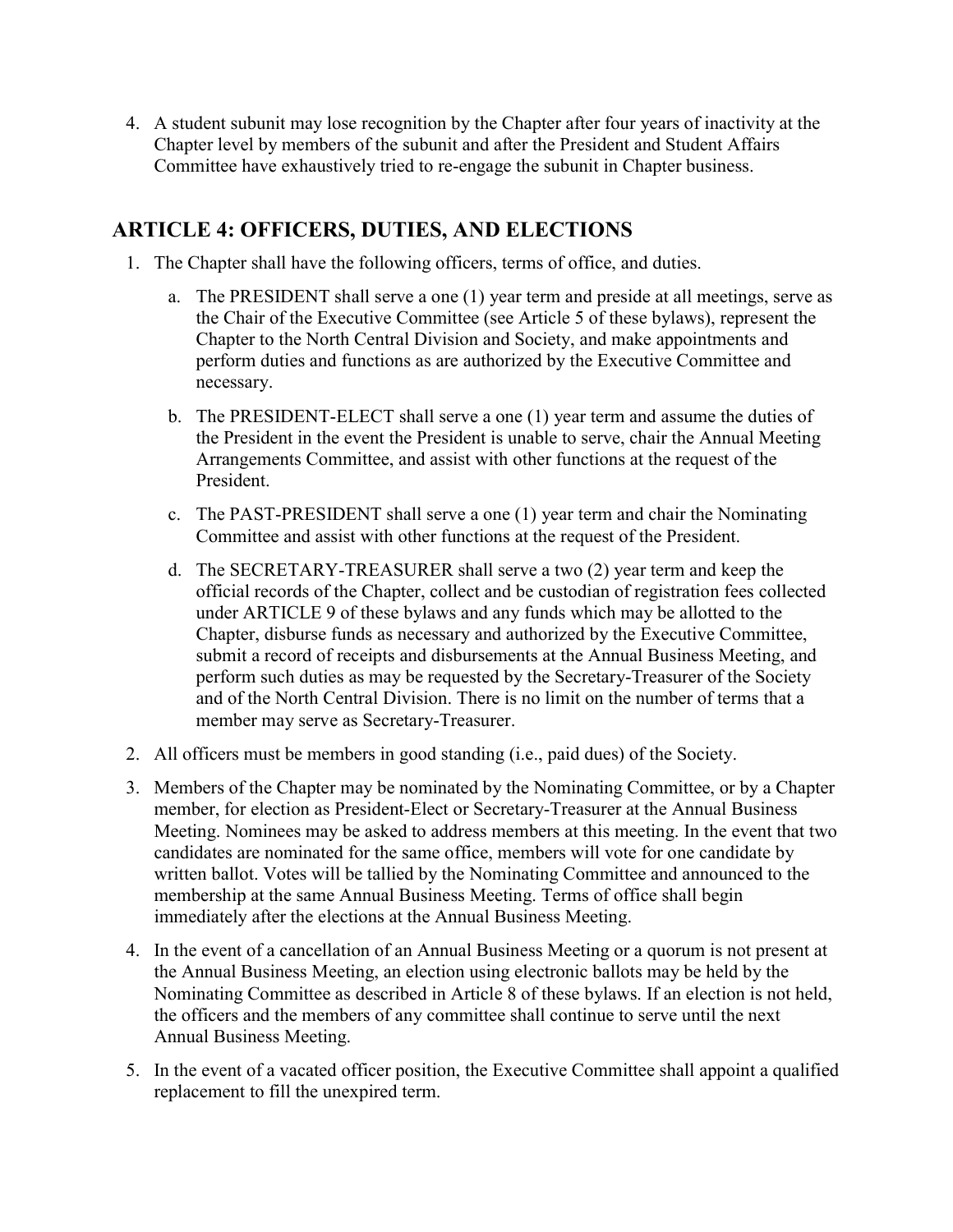4. A student subunit may lose recognition by the Chapter after four years of inactivity at the Chapter level by members of the subunit and after the President and Student Affairs Committee have exhaustively tried to re-engage the subunit in Chapter business.

## ARTICLE 4: OFFICERS, DUTIES, AND ELECTIONS

1. The Chapter shall have the following officers, terms of office, and duties.

    a. The PRESIDENT shall serve a one (1) year term and preside at all meetings, serve as the Chair of the Executive Committee (see Article 5 of these bylaws), represent the Chapter to the North Central Division and Society, and make appointments and perform duties and functions as are authorized by the Executive Committee and necessary.

    b. The PRESIDENT-ELECT shall serve a one (1) year term and assume the duties of the President in the event the President is unable to serve, chair the Annual Meeting Arrangements Committee, and assist with other functions at the request of the President.

    c. The PAST-PRESIDENT shall serve a one (1) year term and chair the Nominating Committee and assist with other functions at the request of the President.

    d. The SECRETARY-TREASURER shall serve a two (2) year term and keep the official records of the Chapter, collect and be custodian of registration fees collected under ARTICLE 9 of these bylaws and any funds which may be allotted to the Chapter, disburse funds as necessary and authorized by the Executive Committee, submit a record of receipts and disbursements at the Annual Business Meeting, and perform such duties as may be requested by the Secretary-Treasurer of the Society and of the North Central Division. There is no limit on the number of terms that a member may serve as Secretary-Treasurer.

2. All officers must be members in good standing (i.e., paid dues) of the Society.

3. Members of the Chapter may be nominated by the Nominating Committee, or by a Chapter member, for election as President-Elect or Secretary-Treasurer at the Annual Business Meeting. Nominees may be asked to address members at this meeting. In the event that two candidates are nominated for the same office, members will vote for one candidate by written ballot. Votes will be tallied by the Nominating Committee and announced to the membership at the same Annual Business Meeting. Terms of office shall begin immediately after the elections at the Annual Business Meeting.

4. In the event of a cancellation of an Annual Business Meeting or a quorum is not present at the Annual Business Meeting, an election using electronic ballots may be held by the Nominating Committee as described in Article 8 of these bylaws. If an election is not held, the officers and the members of any committee shall continue to serve until the next Annual Business Meeting.

5. In the event of a vacated officer position, the Executive Committee shall appoint a qualified replacement to fill the unexpired term.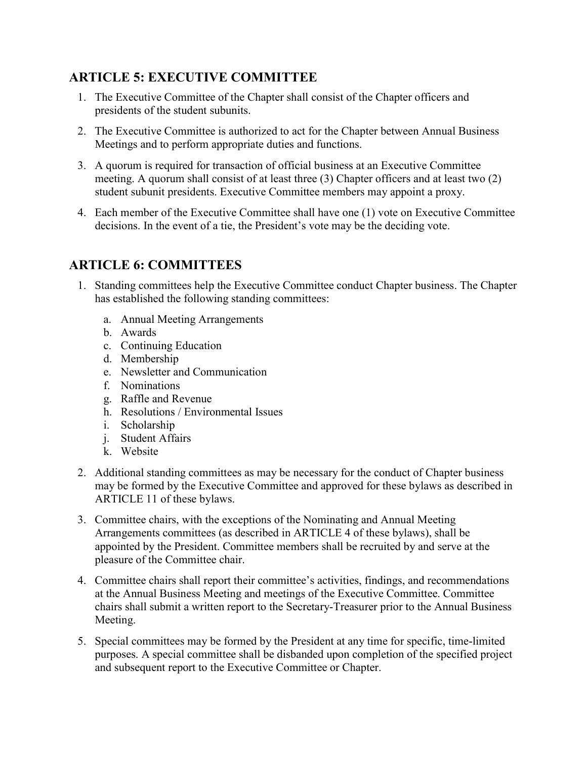## ARTICLE 5: EXECUTIVE COMMITTEE

1. The Executive Committee of the Chapter shall consist of the Chapter officers and presidents of the student subunits.
2. The Executive Committee is authorized to act for the Chapter between Annual Business Meetings and to perform appropriate duties and functions.
3. A quorum is required for transaction of official business at an Executive Committee meeting. A quorum shall consist of at least three (3) Chapter officers and at least two (2) student subunit presidents. Executive Committee members may appoint a proxy.
4. Each member of the Executive Committee shall have one (1) vote on Executive Committee decisions. In the event of a tie, the President's vote may be the deciding vote.

## ARTICLE 6: COMMITTEES

1. Standing committees help the Executive Committee conduct Chapter business. The Chapter has established the following standing committees:
   a. Annual Meeting Arrangements
   b. Awards
   c. Continuing Education
   d. Membership
   e. Newsletter and Communication
   f. Nominations
   g. Raffle and Revenue
   h. Resolutions / Environmental Issues
   i. Scholarship
   j. Student Affairs
   k. Website
2. Additional standing committees as may be necessary for the conduct of Chapter business may be formed by the Executive Committee and approved for these bylaws as described in ARTICLE 11 of these bylaws.
3. Committee chairs, with the exceptions of the Nominating and Annual Meeting Arrangements committees (as described in ARTICLE 4 of these bylaws), shall be appointed by the President. Committee members shall be recruited by and serve at the pleasure of the Committee chair.
4. Committee chairs shall report their committee's activities, findings, and recommendations at the Annual Business Meeting and meetings of the Executive Committee. Committee chairs shall submit a written report to the Secretary-Treasurer prior to the Annual Business Meeting.
5. Special committees may be formed by the President at any time for specific, time-limited purposes. A special committee shall be disbanded upon completion of the specified project and subsequent report to the Executive Committee or Chapter.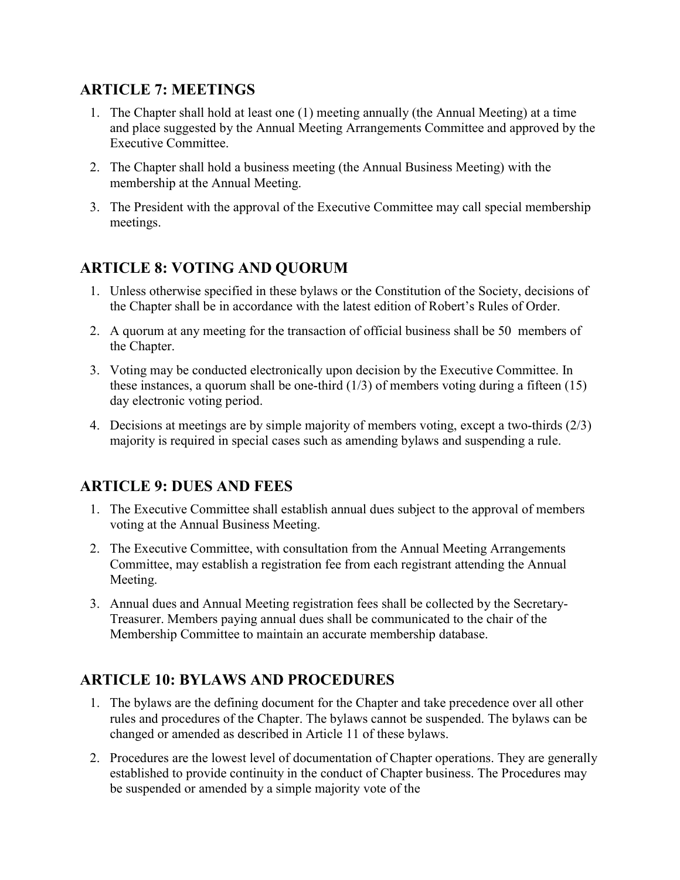## ARTICLE 7: MEETINGS

1. The Chapter shall hold at least one (1) meeting annually (the Annual Meeting) at a time and place suggested by the Annual Meeting Arrangements Committee and approved by the Executive Committee.
2. The Chapter shall hold a business meeting (the Annual Business Meeting) with the membership at the Annual Meeting.
3. The President with the approval of the Executive Committee may call special membership meetings.

## ARTICLE 8: VOTING AND QUORUM

1. Unless otherwise specified in these bylaws or the Constitution of the Society, decisions of the Chapter shall be in accordance with the latest edition of Robert's Rules of Order.
2. A quorum at any meeting for the transaction of official business shall be 50 members of the Chapter.
3. Voting may be conducted electronically upon decision by the Executive Committee. In these instances, a quorum shall be one-third (1/3) of members voting during a fifteen (15) day electronic voting period.
4. Decisions at meetings are by simple majority of members voting, except a two-thirds (2/3) majority is required in special cases such as amending bylaws and suspending a rule.

## ARTICLE 9: DUES AND FEES

1. The Executive Committee shall establish annual dues subject to the approval of members voting at the Annual Business Meeting.
2. The Executive Committee, with consultation from the Annual Meeting Arrangements Committee, may establish a registration fee from each registrant attending the Annual Meeting.
3. Annual dues and Annual Meeting registration fees shall be collected by the Secretary-Treasurer. Members paying annual dues shall be communicated to the chair of the Membership Committee to maintain an accurate membership database.

## ARTICLE 10: BYLAWS AND PROCEDURES

1. The bylaws are the defining document for the Chapter and take precedence over all other rules and procedures of the Chapter. The bylaws cannot be suspended. The bylaws can be changed or amended as described in Article 11 of these bylaws.
2. Procedures are the lowest level of documentation of Chapter operations. They are generally established to provide continuity in the conduct of Chapter business. The Procedures may be suspended or amended by a simple majority vote of the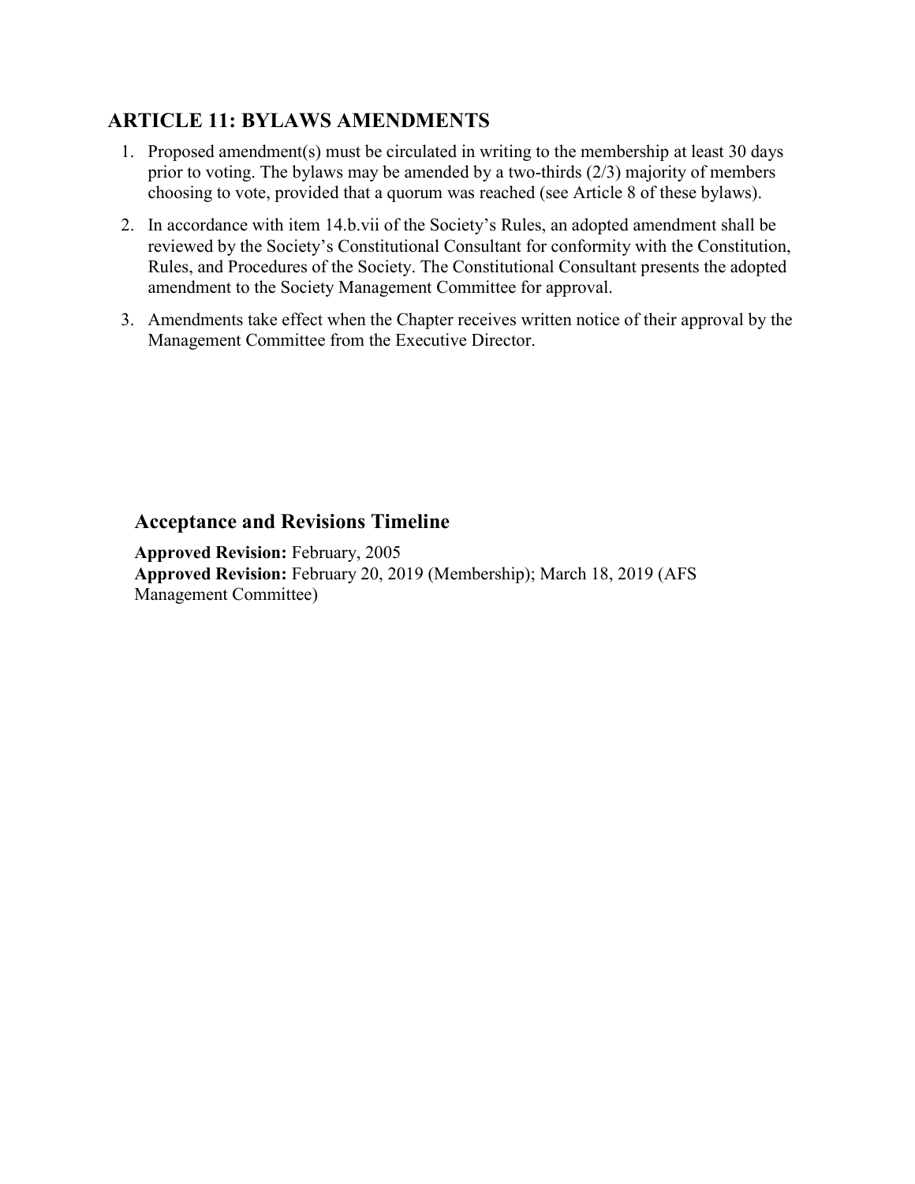## ARTICLE 11: BYLAWS AMENDMENTS

1. Proposed amendment(s) must be circulated in writing to the membership at least 30 days prior to voting. The bylaws may be amended by a two-thirds (2/3) majority of members choosing to vote, provided that a quorum was reached (see Article 8 of these bylaws).
2. In accordance with item 14.b.vii of the Society's Rules, an adopted amendment shall be reviewed by the Society's Constitutional Consultant for conformity with the Constitution, Rules, and Procedures of the Society. The Constitutional Consultant presents the adopted amendment to the Society Management Committee for approval.
3. Amendments take effect when the Chapter receives written notice of their approval by the Management Committee from the Executive Director.

### Acceptance and Revisions Timeline

**Approved Revision:** February, 2005
**Approved Revision:** February 20, 2019 (Membership); March 18, 2019 (AFS Management Committee)